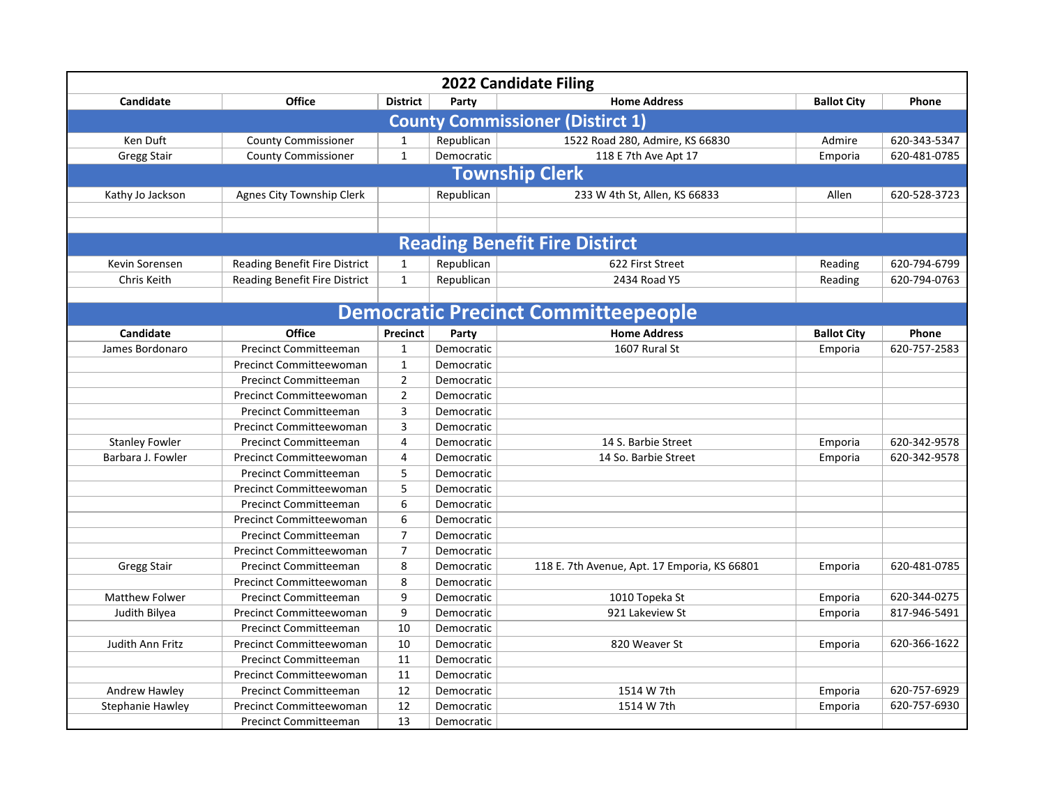# 2022 Candidate Filing

| Candidate | Office | District | Party | Home Address | Ballot City | Phone |
|---|---|---|---|---|---|---|
| **County Commissioner (Distirct 1)** | | | | | | |
| Ken Duft | County Commissioner | 1 | Republican | 1522 Road 280, Admire, KS 66830 | Admire | 620-343-5347 |
| Gregg Stair | County Commissioner | 1 | Democratic | 118 E 7th Ave Apt 17 | Emporia | 620-481-0785 |
| **Township Clerk** | | | | | | |
| Kathy Jo Jackson | Agnes City Township Clerk | | Republican | 233 W 4th St, Allen, KS 66833 | Allen | 620-528-3723 |
| | | | | | | |
| | | | | | | |
| **Reading Benefit Fire Distirct** | | | | | | |
| Kevin Sorensen | Reading Benefit Fire District | 1 | Republican | 622 First Street | Reading | 620-794-6799 |
| Chris Keith | Reading Benefit Fire District | 1 | Republican | 2434 Road Y5 | Reading | 620-794-0763 |
| | | | | | | |

## Democratic Precinct Committeepeople

| Candidate | Office | Precinct | Party | Home Address | Ballot City | Phone |
|---|---|---|---|---|---|---|
| James Bordonaro | Precinct Committeeman | 1 | Democratic | 1607 Rural St | Emporia | 620-757-2583 |
| | Precinct Committeewoman | 1 | Democratic | | | |
| | Precinct Committeeman | 2 | Democratic | | | |
| | Precinct Committeewoman | 2 | Democratic | | | |
| | Precinct Committeeman | 3 | Democratic | | | |
| | Precinct Committeewoman | 3 | Democratic | | | |
| Stanley Fowler | Precinct Committeeman | 4 | Democratic | 14 S. Barbie Street | Emporia | 620-342-9578 |
| Barbara J. Fowler | Precinct Committeewoman | 4 | Democratic | 14 So. Barbie Street | Emporia | 620-342-9578 |
| | Precinct Committeeman | 5 | Democratic | | | |
| | Precinct Committeewoman | 5 | Democratic | | | |
| | Precinct Committeeman | 6 | Democratic | | | |
| | Precinct Committeewoman | 6 | Democratic | | | |
| | Precinct Committeeman | 7 | Democratic | | | |
| | Precinct Committeewoman | 7 | Democratic | | | |
| Gregg Stair | Precinct Committeeman | 8 | Democratic | 118 E. 7th Avenue, Apt. 17 Emporia, KS 66801 | Emporia | 620-481-0785 |
| | Precinct Committeewoman | 8 | Democratic | | | |
| Matthew Folwer | Precinct Committeeman | 9 | Democratic | 1010 Topeka St | Emporia | 620-344-0275 |
| Judith Bilyea | Precinct Committeewoman | 9 | Democratic | 921 Lakeview St | Emporia | 817-946-5491 |
| | Precinct Committeeman | 10 | Democratic | | | |
| Judith Ann Fritz | Precinct Committeewoman | 10 | Democratic | 820 Weaver St | Emporia | 620-366-1622 |
| | Precinct Committeeman | 11 | Democratic | | | |
| | Precinct Committeewoman | 11 | Democratic | | | |
| Andrew Hawley | Precinct Committeeman | 12 | Democratic | 1514 W 7th | Emporia | 620-757-6929 |
| Stephanie Hawley | Precinct Committeewoman | 12 | Democratic | 1514 W 7th | Emporia | 620-757-6930 |
| | Precinct Committeeman | 13 | Democratic | | | |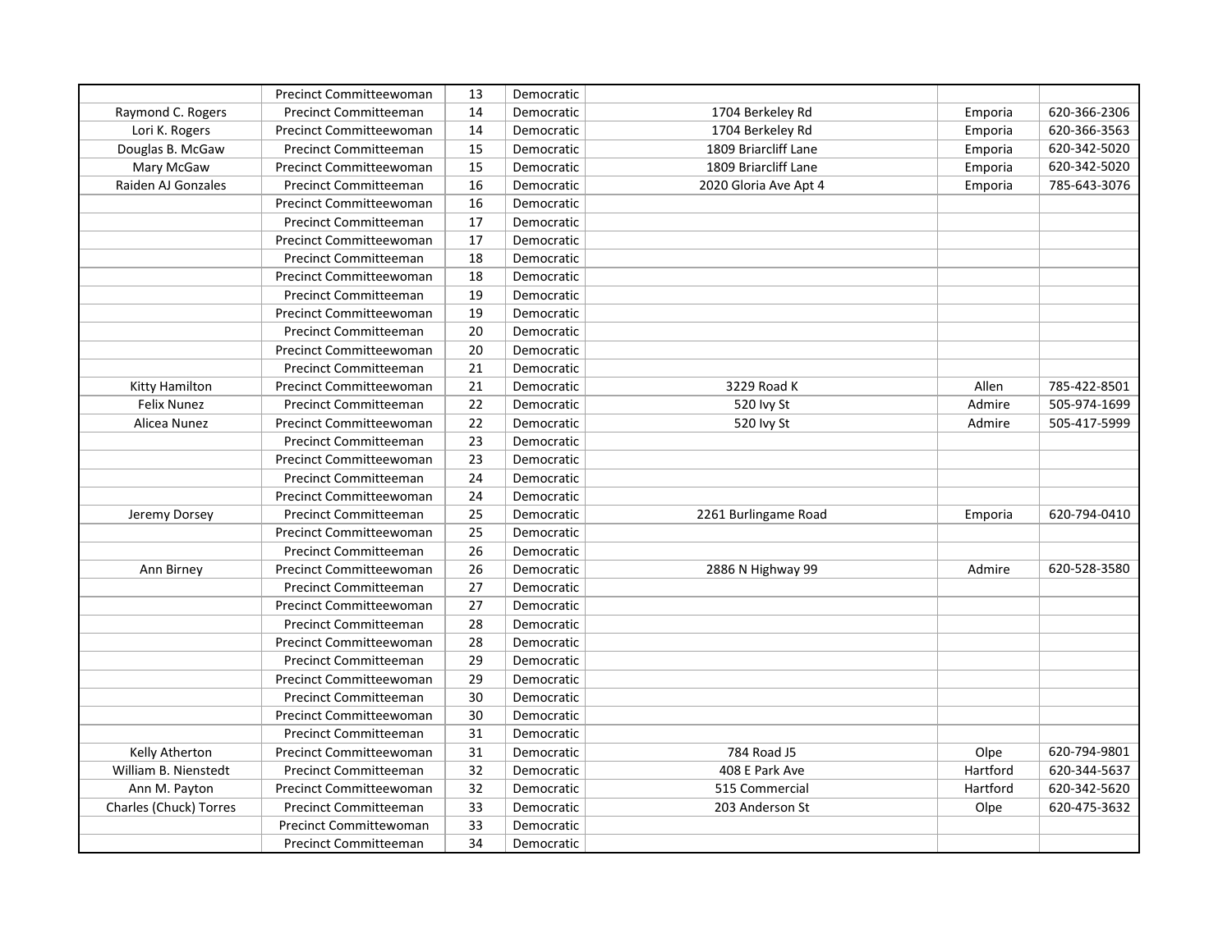| | Precinct Committeewoman | 13 | Democratic | | | |
|---|---|---|---|---|---|---|
| Raymond C. Rogers | Precinct Committeeman | 14 | Democratic | 1704 Berkeley Rd | Emporia | 620-366-2306 |
| Lori K. Rogers | Precinct Committeewoman | 14 | Democratic | 1704 Berkeley Rd | Emporia | 620-366-3563 |
| Douglas B. McGaw | Precinct Committeeman | 15 | Democratic | 1809 Briarcliff Lane | Emporia | 620-342-5020 |
| Mary McGaw | Precinct Committeewoman | 15 | Democratic | 1809 Briarcliff Lane | Emporia | 620-342-5020 |
| Raiden AJ Gonzales | Precinct Committeeman | 16 | Democratic | 2020 Gloria Ave Apt 4 | Emporia | 785-643-3076 |
| | Precinct Committeewoman | 16 | Democratic | | | |
| | Precinct Committeeman | 17 | Democratic | | | |
| | Precinct Committeewoman | 17 | Democratic | | | |
| | Precinct Committeeman | 18 | Democratic | | | |
| | Precinct Committeewoman | 18 | Democratic | | | |
| | Precinct Committeeman | 19 | Democratic | | | |
| | Precinct Committeewoman | 19 | Democratic | | | |
| | Precinct Committeeman | 20 | Democratic | | | |
| | Precinct Committeewoman | 20 | Democratic | | | |
| | Precinct Committeeman | 21 | Democratic | | | |
| Kitty Hamilton | Precinct Committeewoman | 21 | Democratic | 3229 Road K | Allen | 785-422-8501 |
| Felix Nunez | Precinct Committeeman | 22 | Democratic | 520 Ivy St | Admire | 505-974-1699 |
| Alicea Nunez | Precinct Committeewoman | 22 | Democratic | 520 Ivy St | Admire | 505-417-5999 |
| | Precinct Committeeman | 23 | Democratic | | | |
| | Precinct Committeewoman | 23 | Democratic | | | |
| | Precinct Committeeman | 24 | Democratic | | | |
| | Precinct Committeewoman | 24 | Democratic | | | |
| Jeremy Dorsey | Precinct Committeeman | 25 | Democratic | 2261 Burlingame Road | Emporia | 620-794-0410 |
| | Precinct Committeewoman | 25 | Democratic | | | |
| | Precinct Committeeman | 26 | Democratic | | | |
| Ann Birney | Precinct Committeewoman | 26 | Democratic | 2886 N Highway 99 | Admire | 620-528-3580 |
| | Precinct Committeeman | 27 | Democratic | | | |
| | Precinct Committeewoman | 27 | Democratic | | | |
| | Precinct Committeeman | 28 | Democratic | | | |
| | Precinct Committeewoman | 28 | Democratic | | | |
| | Precinct Committeeman | 29 | Democratic | | | |
| | Precinct Committeewoman | 29 | Democratic | | | |
| | Precinct Committeeman | 30 | Democratic | | | |
| | Precinct Committeewoman | 30 | Democratic | | | |
| | Precinct Committeeman | 31 | Democratic | | | |
| Kelly Atherton | Precinct Committeewoman | 31 | Democratic | 784 Road J5 | Olpe | 620-794-9801 |
| William B. Nienstedt | Precinct Committeeman | 32 | Democratic | 408 E Park Ave | Hartford | 620-344-5637 |
| Ann M. Payton | Precinct Committeewoman | 32 | Democratic | 515 Commercial | Hartford | 620-342-5620 |
| Charles (Chuck) Torres | Precinct Committeeman | 33 | Democratic | 203 Anderson St | Olpe | 620-475-3632 |
| | Precinct Committewoman | 33 | Democratic | | | |
| | Precinct Committeeman | 34 | Democratic | | | |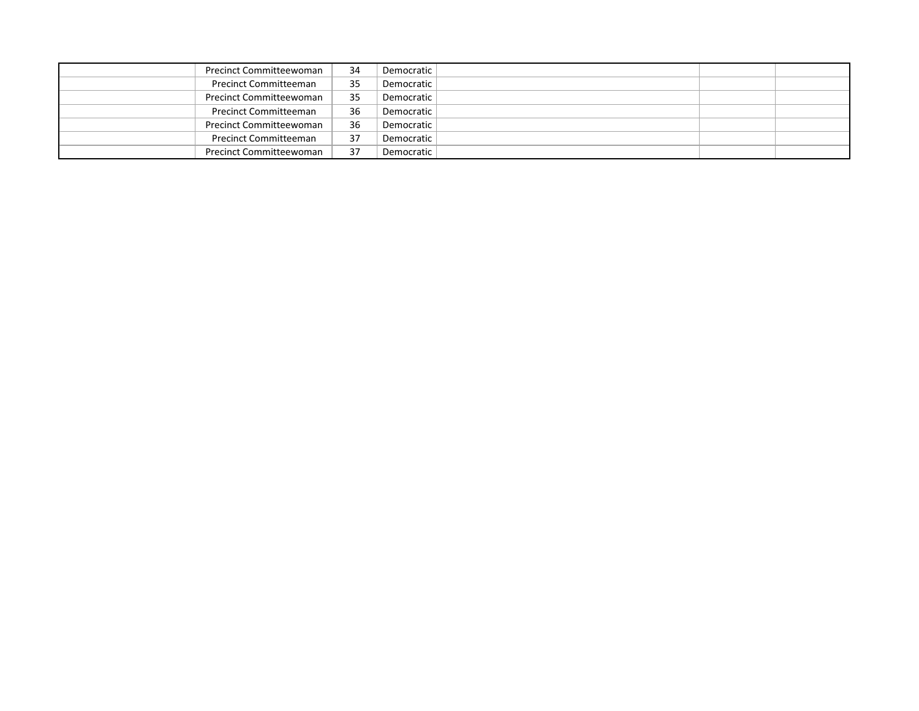| | | | | | | |
|---|---|---|---|---|---|---|
| | Precinct Committeewoman | 34 | Democratic | | | |
| | Precinct Committeeman | 35 | Democratic | | | |
| | Precinct Committeewoman | 35 | Democratic | | | |
| | Precinct Committeeman | 36 | Democratic | | | |
| | Precinct Committeewoman | 36 | Democratic | | | |
| | Precinct Committeeman | 37 | Democratic | | | |
| | Precinct Committeewoman | 37 | Democratic | | | |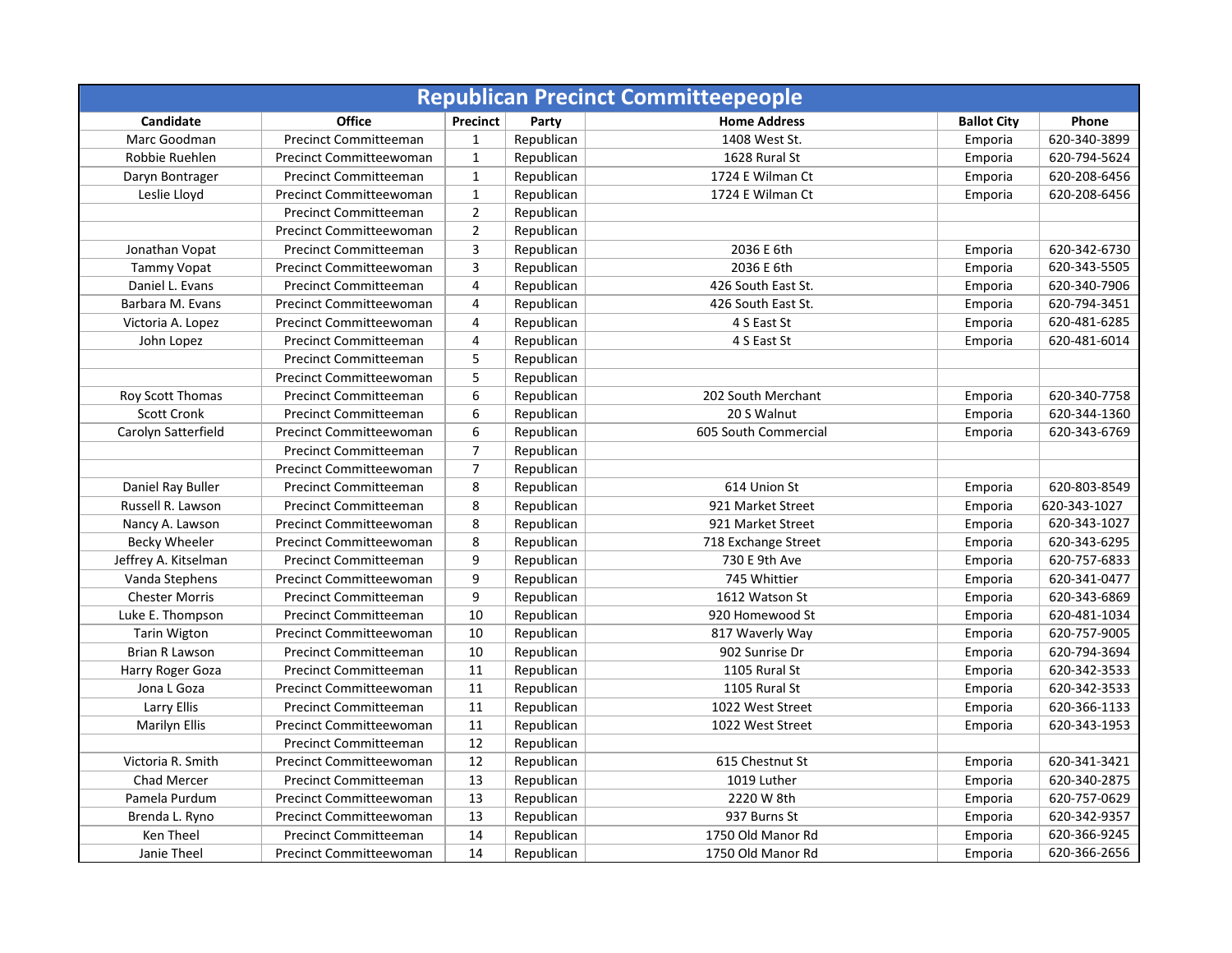# Republican Precinct Committeepeople

| Candidate | Office | Precinct | Party | Home Address | Ballot City | Phone |
|---|---|---|---|---|---|---|
| Marc Goodman | Precinct Committeeman | 1 | Republican | 1408 West St. | Emporia | 620-340-3899 |
| Robbie Ruehlen | Precinct Committeewoman | 1 | Republican | 1628 Rural St | Emporia | 620-794-5624 |
| Daryn Bontrager | Precinct Committeeman | 1 | Republican | 1724 E Wilman Ct | Emporia | 620-208-6456 |
| Leslie Lloyd | Precinct Committeewoman | 1 | Republican | 1724 E Wilman Ct | Emporia | 620-208-6456 |
| | Precinct Committeeman | 2 | Republican | | | |
| | Precinct Committeewoman | 2 | Republican | | | |
| Jonathan Vopat | Precinct Committeeman | 3 | Republican | 2036 E 6th | Emporia | 620-342-6730 |
| Tammy Vopat | Precinct Committeewoman | 3 | Republican | 2036 E 6th | Emporia | 620-343-5505 |
| Daniel L. Evans | Precinct Committeeman | 4 | Republican | 426 South East St. | Emporia | 620-340-7906 |
| Barbara M. Evans | Precinct Committeewoman | 4 | Republican | 426 South East St. | Emporia | 620-794-3451 |
| Victoria A. Lopez | Precinct Committeewoman | 4 | Republican | 4 S East St | Emporia | 620-481-6285 |
| John Lopez | Precinct Committeeman | 4 | Republican | 4 S East St | Emporia | 620-481-6014 |
| | Precinct Committeeman | 5 | Republican | | | |
| | Precinct Committeewoman | 5 | Republican | | | |
| Roy Scott Thomas | Precinct Committeeman | 6 | Republican | 202 South Merchant | Emporia | 620-340-7758 |
| Scott Cronk | Precinct Committeeman | 6 | Republican | 20 S Walnut | Emporia | 620-344-1360 |
| Carolyn Satterfield | Precinct Committeewoman | 6 | Republican | 605 South Commercial | Emporia | 620-343-6769 |
| | Precinct Committeeman | 7 | Republican | | | |
| | Precinct Committeewoman | 7 | Republican | | | |
| Daniel Ray Buller | Precinct Committeeman | 8 | Republican | 614 Union St | Emporia | 620-803-8549 |
| Russell R. Lawson | Precinct Committeeman | 8 | Republican | 921 Market Street | Emporia | 620-343-1027 |
| Nancy A. Lawson | Precinct Committeewoman | 8 | Republican | 921 Market Street | Emporia | 620-343-1027 |
| Becky Wheeler | Precinct Committeewoman | 8 | Republican | 718 Exchange Street | Emporia | 620-343-6295 |
| Jeffrey A. Kitselman | Precinct Committeeman | 9 | Republican | 730 E 9th Ave | Emporia | 620-757-6833 |
| Vanda Stephens | Precinct Committeewoman | 9 | Republican | 745 Whittier | Emporia | 620-341-0477 |
| Chester Morris | Precinct Committeeman | 9 | Republican | 1612 Watson St | Emporia | 620-343-6869 |
| Luke E. Thompson | Precinct Committeeman | 10 | Republican | 920 Homewood St | Emporia | 620-481-1034 |
| Tarin Wigton | Precinct Committeewoman | 10 | Republican | 817 Waverly Way | Emporia | 620-757-9005 |
| Brian R Lawson | Precinct Committeeman | 10 | Republican | 902 Sunrise Dr | Emporia | 620-794-3694 |
| Harry Roger Goza | Precinct Committeeman | 11 | Republican | 1105 Rural St | Emporia | 620-342-3533 |
| Jona L Goza | Precinct Committeewoman | 11 | Republican | 1105 Rural St | Emporia | 620-342-3533 |
| Larry Ellis | Precinct Committeeman | 11 | Republican | 1022 West Street | Emporia | 620-366-1133 |
| Marilyn Ellis | Precinct Committeewoman | 11 | Republican | 1022 West Street | Emporia | 620-343-1953 |
| | Precinct Committeeman | 12 | Republican | | | |
| Victoria R. Smith | Precinct Committeewoman | 12 | Republican | 615 Chestnut St | Emporia | 620-341-3421 |
| Chad Mercer | Precinct Committeeman | 13 | Republican | 1019 Luther | Emporia | 620-340-2875 |
| Pamela Purdum | Precinct Committeewoman | 13 | Republican | 2220 W 8th | Emporia | 620-757-0629 |
| Brenda L. Ryno | Precinct Committeewoman | 13 | Republican | 937 Burns St | Emporia | 620-342-9357 |
| Ken Theel | Precinct Committeeman | 14 | Republican | 1750 Old Manor Rd | Emporia | 620-366-9245 |
| Janie Theel | Precinct Committeewoman | 14 | Republican | 1750 Old Manor Rd | Emporia | 620-366-2656 |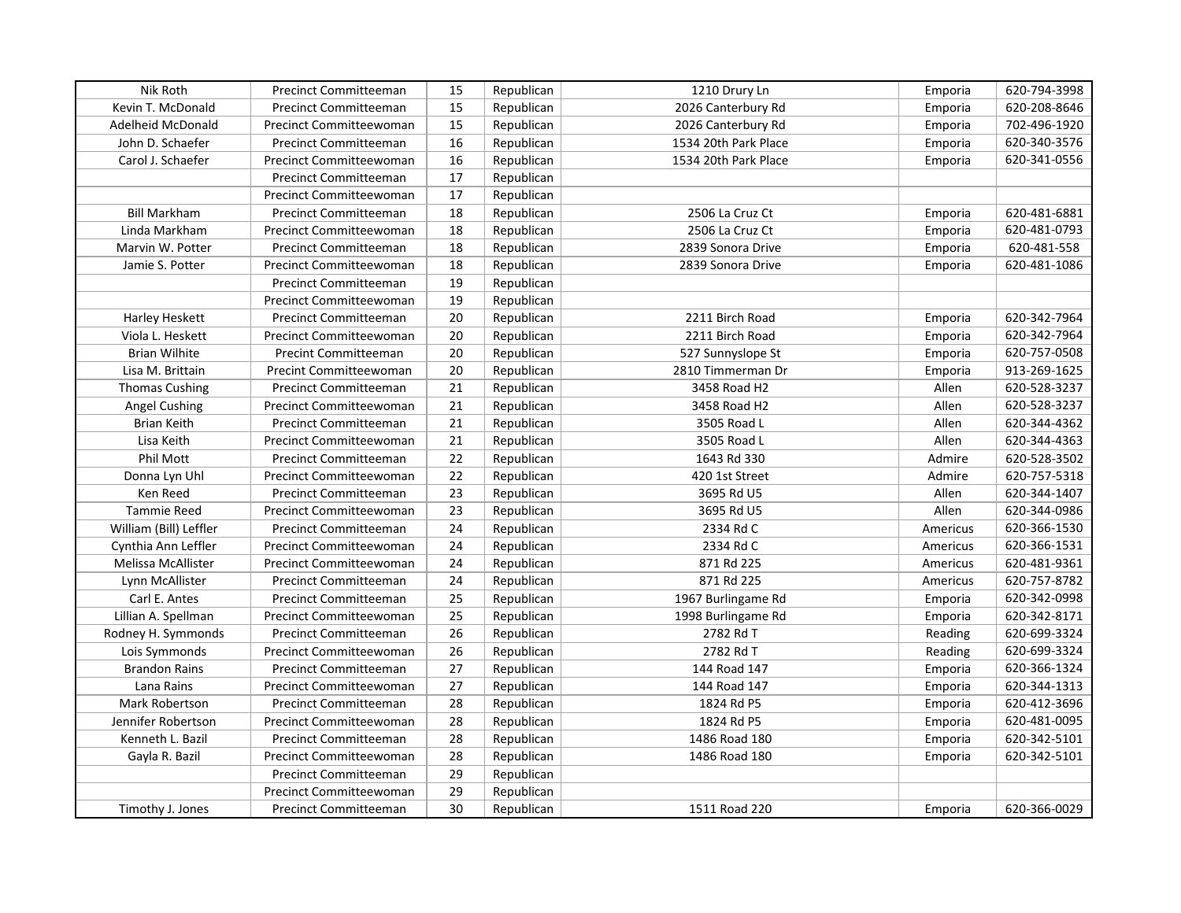| Nik Roth | Precinct Committeeman | 15 | Republican | 1210 Drury Ln | Emporia | 620-794-3998 |
|---|---|---|---|---|---|---|
| Kevin T. McDonald | Precinct Committeeman | 15 | Republican | 2026 Canterbury Rd | Emporia | 620-208-8646 |
| Adelheid McDonald | Precinct Committeewoman | 15 | Republican | 2026 Canterbury Rd | Emporia | 702-496-1920 |
| John D. Schaefer | Precinct Committeeman | 16 | Republican | 1534 20th Park Place | Emporia | 620-340-3576 |
| Carol J. Schaefer | Precinct Committeewoman | 16 | Republican | 1534 20th Park Place | Emporia | 620-341-0556 |
| | Precinct Committeeman | 17 | Republican | | | |
| | Precinct Committeewoman | 17 | Republican | | | |
| Bill Markham | Precinct Committeeman | 18 | Republican | 2506 La Cruz Ct | Emporia | 620-481-6881 |
| Linda Markham | Precinct Committeewoman | 18 | Republican | 2506 La Cruz Ct | Emporia | 620-481-0793 |
| Marvin W. Potter | Precinct Committeeman | 18 | Republican | 2839 Sonora Drive | Emporia | 620-481-558 |
| Jamie S. Potter | Precinct Committeewoman | 18 | Republican | 2839 Sonora Drive | Emporia | 620-481-1086 |
| | Precinct Committeeman | 19 | Republican | | | |
| | Precinct Committeewoman | 19 | Republican | | | |
| Harley Heskett | Precinct Committeeman | 20 | Republican | 2211 Birch Road | Emporia | 620-342-7964 |
| Viola L. Heskett | Precinct Committeewoman | 20 | Republican | 2211 Birch Road | Emporia | 620-342-7964 |
| Brian Wilhite | Precint Committeeman | 20 | Republican | 527 Sunnyslope St | Emporia | 620-757-0508 |
| Lisa M. Brittain | Precint Committeewoman | 20 | Republican | 2810 Timmerman Dr | Emporia | 913-269-1625 |
| Thomas Cushing | Precinct Committeeman | 21 | Republican | 3458 Road H2 | Allen | 620-528-3237 |
| Angel Cushing | Precinct Committeewoman | 21 | Republican | 3458 Road H2 | Allen | 620-528-3237 |
| Brian Keith | Precinct Committeeman | 21 | Republican | 3505 Road L | Allen | 620-344-4362 |
| Lisa Keith | Precinct Committeewoman | 21 | Republican | 3505 Road L | Allen | 620-344-4363 |
| Phil Mott | Precinct Committeeman | 22 | Republican | 1643 Rd 330 | Admire | 620-528-3502 |
| Donna Lyn Uhl | Precinct Committeewoman | 22 | Republican | 420 1st Street | Admire | 620-757-5318 |
| Ken Reed | Precinct Committeeman | 23 | Republican | 3695 Rd U5 | Allen | 620-344-1407 |
| Tammie Reed | Precinct Committeewoman | 23 | Republican | 3695 Rd U5 | Allen | 620-344-0986 |
| William (Bill) Leffler | Precinct Committeeman | 24 | Republican | 2334 Rd C | Americus | 620-366-1530 |
| Cynthia Ann Leffler | Precinct Committeewoman | 24 | Republican | 2334 Rd C | Americus | 620-366-1531 |
| Melissa McAllister | Precinct Committeewoman | 24 | Republican | 871 Rd 225 | Americus | 620-481-9361 |
| Lynn McAllister | Precinct Committeeman | 24 | Republican | 871 Rd 225 | Americus | 620-757-8782 |
| Carl E. Antes | Precinct Committeeman | 25 | Republican | 1967 Burlingame Rd | Emporia | 620-342-0998 |
| Lillian A. Spellman | Precinct Committeewoman | 25 | Republican | 1998 Burlingame Rd | Emporia | 620-342-8171 |
| Rodney H. Symmonds | Precinct Committeeman | 26 | Republican | 2782 Rd T | Reading | 620-699-3324 |
| Lois Symmonds | Precinct Committeewoman | 26 | Republican | 2782 Rd T | Reading | 620-699-3324 |
| Brandon Rains | Precinct Committeeman | 27 | Republican | 144 Road 147 | Emporia | 620-366-1324 |
| Lana Rains | Precinct Committeewoman | 27 | Republican | 144 Road 147 | Emporia | 620-344-1313 |
| Mark Robertson | Precinct Committeeman | 28 | Republican | 1824 Rd P5 | Emporia | 620-412-3696 |
| Jennifer Robertson | Precinct Committeewoman | 28 | Republican | 1824 Rd P5 | Emporia | 620-481-0095 |
| Kenneth L. Bazil | Precinct Committeeman | 28 | Republican | 1486 Road 180 | Emporia | 620-342-5101 |
| Gayla R. Bazil | Precinct Committeewoman | 28 | Republican | 1486 Road 180 | Emporia | 620-342-5101 |
| | Precinct Committeeman | 29 | Republican | | | |
| | Precinct Committeewoman | 29 | Republican | | | |
| Timothy J. Jones | Precinct Committeeman | 30 | Republican | 1511 Road 220 | Emporia | 620-366-0029 |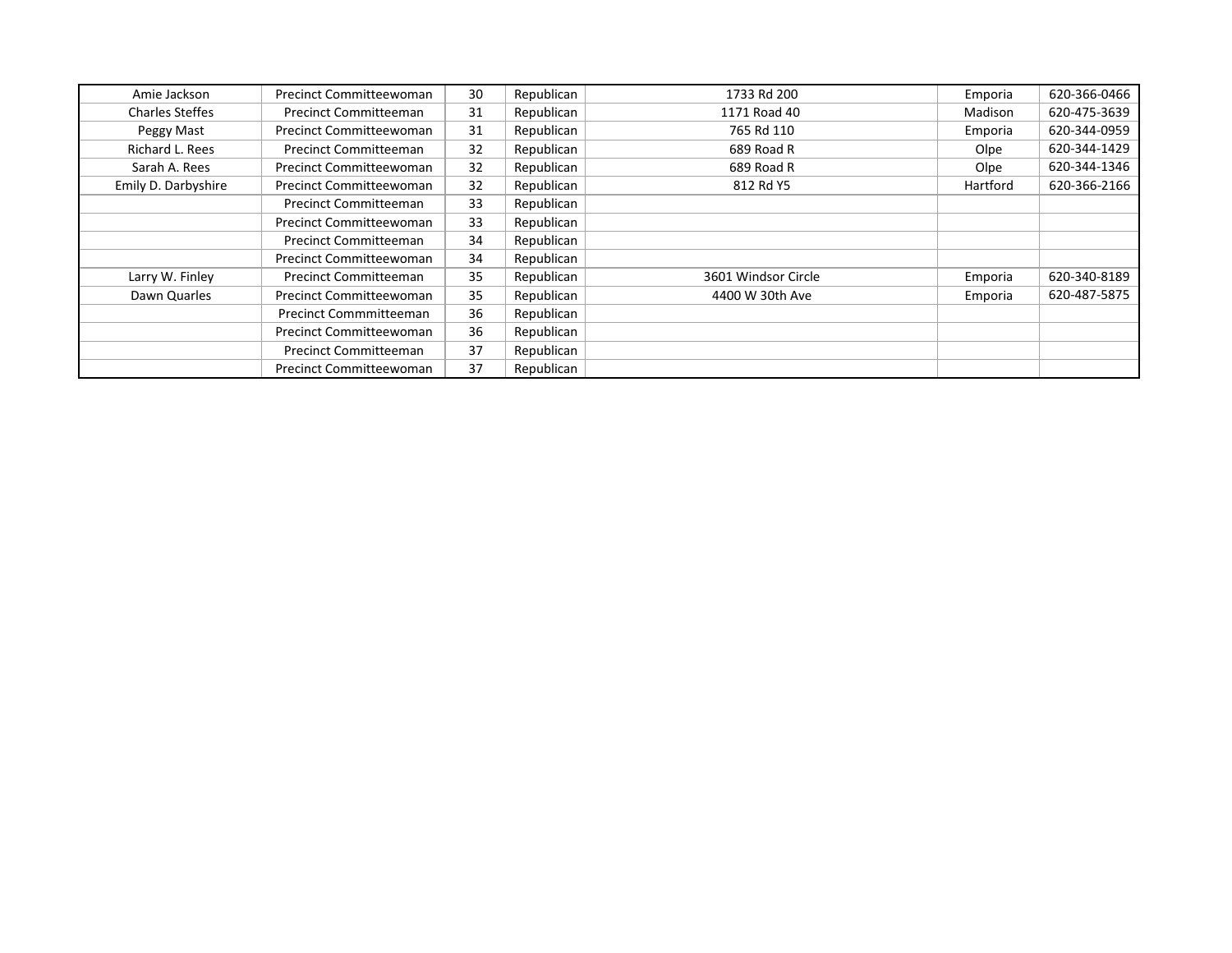| | | | | | | |
|---|---|---|---|---|---|---|
| Amie Jackson | Precinct Committeewoman | 30 | Republican | 1733 Rd 200 | Emporia | 620-366-0466 |
| Charles Steffes | Precinct Committeeman | 31 | Republican | 1171 Road 40 | Madison | 620-475-3639 |
| Peggy Mast | Precinct Committeewoman | 31 | Republican | 765 Rd 110 | Emporia | 620-344-0959 |
| Richard L. Rees | Precinct Committeeman | 32 | Republican | 689 Road R | Olpe | 620-344-1429 |
| Sarah A. Rees | Precinct Committeewoman | 32 | Republican | 689 Road R | Olpe | 620-344-1346 |
| Emily D. Darbyshire | Precinct Committeewoman | 32 | Republican | 812 Rd Y5 | Hartford | 620-366-2166 |
| | Precinct Committeeman | 33 | Republican | | | |
| | Precinct Committeewoman | 33 | Republican | | | |
| | Precinct Committeeman | 34 | Republican | | | |
| | Precinct Committeewoman | 34 | Republican | | | |
| Larry W. Finley | Precinct Committeeman | 35 | Republican | 3601 Windsor Circle | Emporia | 620-340-8189 |
| Dawn Quarles | Precinct Committeewoman | 35 | Republican | 4400 W 30th Ave | Emporia | 620-487-5875 |
| | Precinct Commmitteeman | 36 | Republican | | | |
| | Precinct Committeewoman | 36 | Republican | | | |
| | Precinct Committeeman | 37 | Republican | | | |
| | Precinct Committeewoman | 37 | Republican | | | |